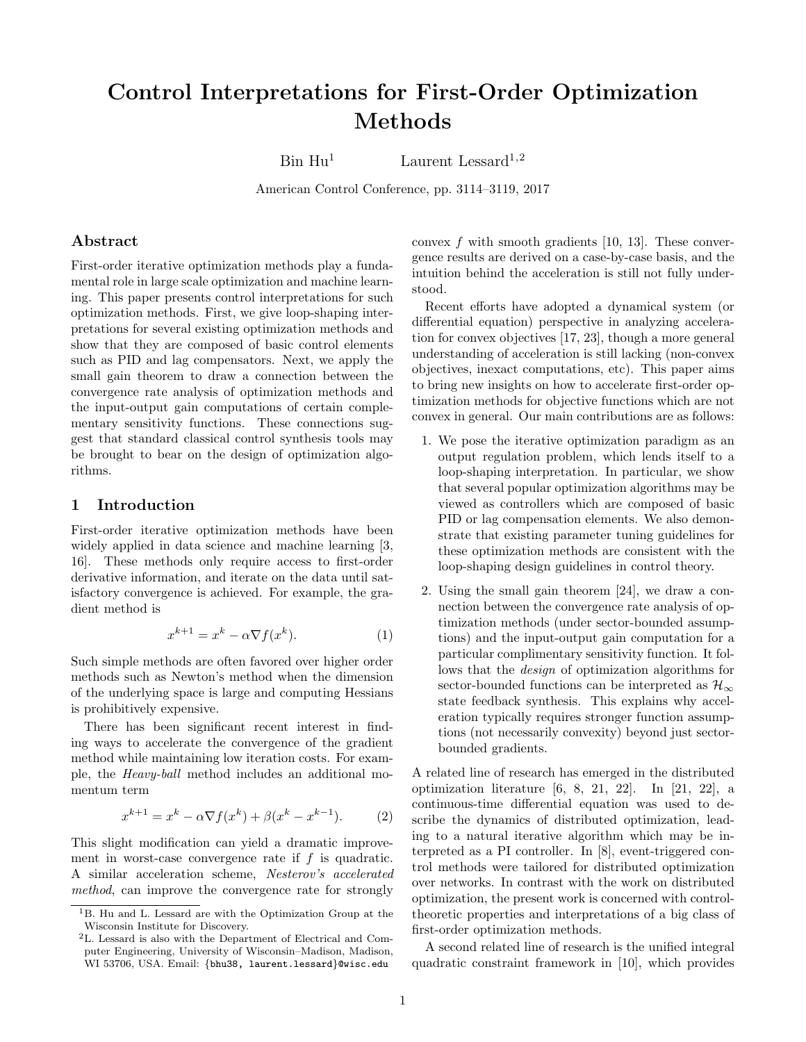# Control Interpretations for First-Order Optimization Methods

Bin Hu[1] Laurent Lessard[1,2]

American Control Conference, pp. 3114–3119, 2017

## Abstract

First-order iterative optimization methods play a fundamental role in large scale optimization and machine learning. This paper presents control interpretations for such optimization methods. First, we give loop-shaping interpretations for several existing optimization methods and show that they are composed of basic control elements such as PID and lag compensators. Next, we apply the small gain theorem to draw a connection between the convergence rate analysis of optimization methods and the input-output gain computations of certain complementary sensitivity functions. These connections suggest that standard classical control synthesis tools may be brought to bear on the design of optimization algorithms.

## 1 Introduction

First-order iterative optimization methods have been widely applied in data science and machine learning [3, 16]. These methods only require access to first-order derivative information, and iterate on the data until satisfactory convergence is achieved. For example, the gradient method is

$$x^{k+1} = x^k - \alpha \nabla f(x^k). \tag{1}$$

Such simple methods are often favored over higher order methods such as Newton's method when the dimension of the underlying space is large and computing Hessians is prohibitively expensive.

There has been significant recent interest in finding ways to accelerate the convergence of the gradient method while maintaining low iteration costs. For example, the *Heavy-ball* method includes an additional momentum term

$$x^{k+1} = x^k - \alpha \nabla f(x^k) + \beta(x^k - x^{k-1}). \tag{2}$$

This slight modification can yield a dramatic improvement in worst-case convergence rate if $f$ is quadratic. A similar acceleration scheme, *Nesterov's accelerated method*, can improve the convergence rate for strongly convex $f$ with smooth gradients [10, 13]. These convergence results are derived on a case-by-case basis, and the intuition behind the acceleration is still not fully understood.

Recent efforts have adopted a dynamical system (or differential equation) perspective in analyzing acceleration for convex objectives [17, 23], though a more general understanding of acceleration is still lacking (non-convex objectives, inexact computations, etc). This paper aims to bring new insights on how to accelerate first-order optimization methods for objective functions which are not convex in general. Our main contributions are as follows:

1. We pose the iterative optimization paradigm as an output regulation problem, which lends itself to a loop-shaping interpretation. In particular, we show that several popular optimization algorithms may be viewed as controllers which are composed of basic PID or lag compensation elements. We also demonstrate that existing parameter tuning guidelines for these optimization methods are consistent with the loop-shaping design guidelines in control theory.
2. Using the small gain theorem [24], we draw a connection between the convergence rate analysis of optimization methods (under sector-bounded assumptions) and the input-output gain computation for a particular complimentary sensitivity function. It follows that the *design* of optimization algorithms for sector-bounded functions can be interpreted as $\mathcal{H}_\infty$ state feedback synthesis. This explains why acceleration typically requires stronger function assumptions (not necessarily convexity) beyond just sector-bounded gradients.

A related line of research has emerged in the distributed optimization literature [6, 8, 21, 22]. In [21, 22], a continuous-time differential equation was used to describe the dynamics of distributed optimization, leading to a natural iterative algorithm which may be interpreted as a PI controller. In [8], event-triggered control methods were tailored for distributed optimization over networks. In contrast with the work on distributed optimization, the present work is concerned with control-theoretic properties and interpretations of a big class of first-order optimization methods.

A second related line of research is the unified integral quadratic constraint framework in [10], which provides

[1] B. Hu and L. Lessard are with the Optimization Group at the Wisconsin Institute for Discovery.

[2] L. Lessard is also with the Department of Electrical and Computer Engineering, University of Wisconsin–Madison, Madison, WI 53706, USA. Email: {bhu38, laurent.lessard}@wisc.edu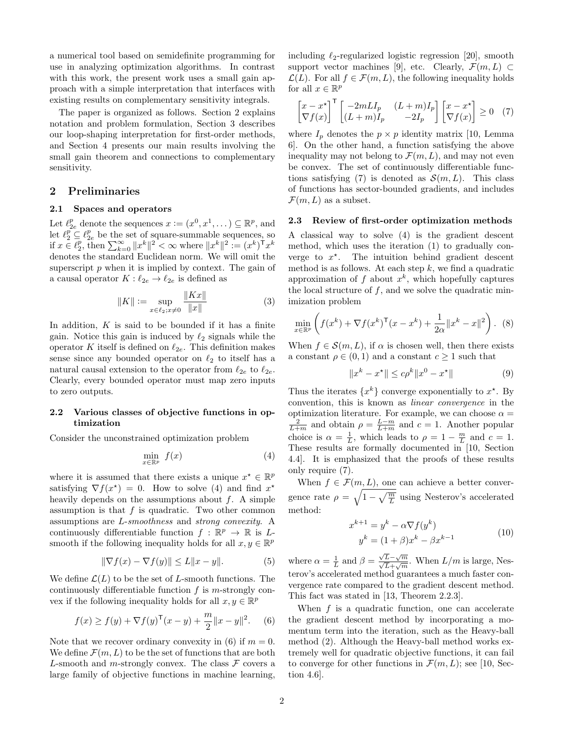a numerical tool based on semidefinite programming for use in analyzing optimization algorithms. In contrast with this work, the present work uses a small gain approach with a simple interpretation that interfaces with existing results on complementary sensitivity integrals.

The paper is organized as follows. Section 2 explains notation and problem formulation, Section 3 describes our loop-shaping interpretation for first-order methods, and Section 4 presents our main results involving the small gain theorem and connections to complementary sensitivity.

## 2 Preliminaries

### 2.1 Spaces and operators

Let $\ell_{2e}^p$ denote the sequences $x := (x^0, x^1, \dots) \subseteq \mathbb{R}^p$, and let $\ell_2^p \subseteq \ell_{2e}^p$ be the set of square-summable sequences, so if $x \in \ell_2^p$, then $\sum_{k=0}^{\infty} \|x^k\|^2 < \infty$ where $\|x^k\|^2 := (x^k)^\mathsf{T} x^k$ denotes the standard Euclidean norm. We will omit the superscript $p$ when it is implied by context. The gain of a causal operator $K : \ell_{2e} \to \ell_{2e}$ is defined as

$$\|K\| := \sup_{x \in \ell_2; x \neq 0} \frac{\|Kx\|}{\|x\|} \tag{3}$$

In addition, $K$ is said to be bounded if it has a finite gain. Notice this gain is induced by $\ell_2$ signals while the operator $K$ itself is defined on $\ell_{2e}$. This definition makes sense since any bounded operator on $\ell_2$ to itself has a natural causal extension to the operator from $\ell_{2e}$ to $\ell_{2e}$. Clearly, every bounded operator must map zero inputs to zero outputs.

### 2.2 Various classes of objective functions in optimization

Consider the unconstrained optimization problem

$$\min_{x \in \mathbb{R}^p} \; f(x) \tag{4}$$

where it is assumed that there exists a unique $x^\star \in \mathbb{R}^p$ satisfying $\nabla f(x^\star) = 0$. How to solve (4) and find $x^\star$ heavily depends on the assumptions about $f$. A simple assumption is that $f$ is quadratic. Two other common assumptions are *L-smoothness* and *strong convexity*. A continuously differentiable function $f : \mathbb{R}^p \to \mathbb{R}$ is $L$-smooth if the following inequality holds for all $x, y \in \mathbb{R}^p$

$$\|\nabla f(x) - \nabla f(y)\| \leq L\|x - y\|. \tag{5}$$

We define $\mathcal{L}(L)$ to be the set of $L$-smooth functions. The continuously differentiable function $f$ is $m$-strongly convex if the following inequality holds for all $x, y \in \mathbb{R}^p$

$$f(x) \geq f(y) + \nabla f(y)^\mathsf{T}(x - y) + \frac{m}{2}\|x - y\|^2. \tag{6}$$

Note that we recover ordinary convexity in (6) if $m = 0$. We define $\mathcal{F}(m, L)$ to be the set of functions that are both $L$-smooth and $m$-strongly convex. The class $\mathcal{F}$ covers a large family of objective functions in machine learning, including $\ell_2$-regularized logistic regression [20], smooth support vector machines [9], etc. Clearly, $\mathcal{F}(m, L) \subset \mathcal{L}(L)$. For all $f \in \mathcal{F}(m, L)$, the following inequality holds for all $x \in \mathbb{R}^p$

$$\begin{bmatrix} x - x^\star \\ \nabla f(x) \end{bmatrix}^\mathsf{T} \begin{bmatrix} -2mLI_p & (L+m)I_p \\ (L+m)I_p & -2I_p \end{bmatrix} \begin{bmatrix} x - x^\star \\ \nabla f(x) \end{bmatrix} \geq 0 \tag{7}$$

where $I_p$ denotes the $p \times p$ identity matrix [10, Lemma 6]. On the other hand, a function satisfying the above inequality may not belong to $\mathcal{F}(m, L)$, and may not even be convex. The set of continuously differentiable functions satisfying (7) is denoted as $\mathcal{S}(m, L)$. This class of functions has sector-bounded gradients, and includes $\mathcal{F}(m, L)$ as a subset.

### 2.3 Review of first-order optimization methods

A classical way to solve (4) is the gradient descent method, which uses the iteration (1) to gradually converge to $x^\star$. The intuition behind gradient descent method is as follows. At each step $k$, we find a quadratic approximation of $f$ about $x^k$, which hopefully captures the local structure of $f$, and we solve the quadratic minimization problem

$$\min_{x \in \mathbb{R}^p} \left( f(x^k) + \nabla f(x^k)^\mathsf{T}(x - x^k) + \frac{1}{2\alpha}\|x^k - x\|^2 \right). \tag{8}$$

When $f \in \mathcal{S}(m, L)$, if $\alpha$ is chosen well, then there exists a constant $\rho \in (0, 1)$ and a constant $c \geq 1$ such that

$$\|x^k - x^\star\| \leq c\rho^k \|x^0 - x^\star\| \tag{9}$$

Thus the iterates $\{x^k\}$ converge exponentially to $x^\star$. By convention, this is known as *linear convergence* in the optimization literature. For example, we can choose $\alpha = \frac{2}{L+m}$ and obtain $\rho = \frac{L-m}{L+m}$ and $c = 1$. Another popular choice is $\alpha = \frac{1}{L}$, which leads to $\rho = 1 - \frac{m}{L}$ and $c = 1$. These results are formally documented in [10, Section 4.4]. It is emphasized that the proofs of these results only require (7).

When $f \in \mathcal{F}(m, L)$, one can achieve a better convergence rate $\rho = \sqrt{1 - \sqrt{\frac{m}{L}}}$ using Nesterov's accelerated method:

$$\begin{aligned} x^{k+1} &= y^k - \alpha \nabla f(y^k) \\ y^k &= (1+\beta)x^k - \beta x^{k-1} \end{aligned} \tag{10}$$

where $\alpha = \frac{1}{L}$ and $\beta = \frac{\sqrt{L}-\sqrt{m}}{\sqrt{L}+\sqrt{m}}$. When $L/m$ is large, Nesterov's accelerated method guarantees a much faster convergence rate compared to the gradient descent method. This fact was stated in [13, Theorem 2.2.3].

When $f$ is a quadratic function, one can accelerate the gradient descent method by incorporating a momentum term into the iteration, such as the Heavy-ball method (2). Although the Heavy-ball method works extremely well for quadratic objective functions, it can fail to converge for other functions in $\mathcal{F}(m, L)$; see [10, Section 4.6].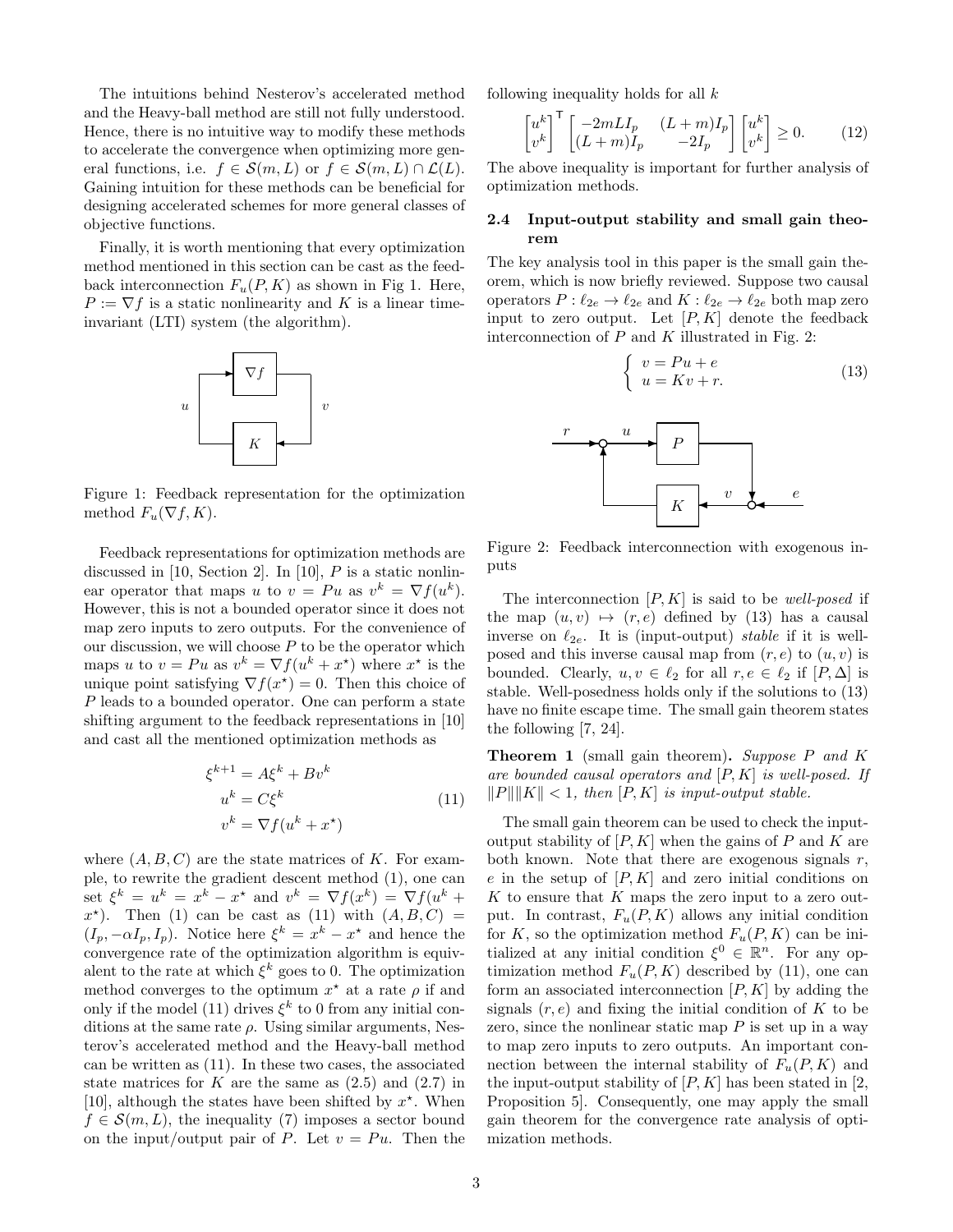The intuitions behind Nesterov's accelerated method and the Heavy-ball method are still not fully understood. Hence, there is no intuitive way to modify these methods to accelerate the convergence when optimizing more general functions, i.e. $f \in \mathcal{S}(m, L)$ or $f \in \mathcal{S}(m, L) \cap \mathcal{L}(L)$. Gaining intuition for these methods can be beneficial for designing accelerated schemes for more general classes of objective functions.

Finally, it is worth mentioning that every optimization method mentioned in this section can be cast as the feedback interconnection $F_u(P, K)$ as shown in Fig 1. Here, $P := \nabla f$ is a static nonlinearity and $K$ is a linear time-invariant (LTI) system (the algorithm).

Figure 1: Feedback representation for the optimization method $F_u(\nabla f, K)$.

Feedback representations for optimization methods are discussed in [10, Section 2]. In [10], $P$ is a static nonlinear operator that maps $u$ to $v = Pu$ as $v^k = \nabla f(u^k)$. However, this is not a bounded operator since it does not map zero inputs to zero outputs. For the convenience of our discussion, we will choose $P$ to be the operator which maps $u$ to $v = Pu$ as $v^k = \nabla f(u^k + x^\star)$ where $x^\star$ is the unique point satisfying $\nabla f(x^\star) = 0$. Then this choice of $P$ leads to a bounded operator. One can perform a state shifting argument to the feedback representations in [10] and cast all the mentioned optimization methods as

$$
\begin{aligned}
\xi^{k+1} &= A\xi^k + Bv^k \\
u^k &= C\xi^k \\
v^k &= \nabla f(u^k + x^\star)
\end{aligned}
\tag{11}
$$

where $(A, B, C)$ are the state matrices of $K$. For example, to rewrite the gradient descent method (1), one can set $\xi^k = u^k = x^k - x^\star$ and $v^k = \nabla f(x^k) = \nabla f(u^k + x^\star)$. Then (1) can be cast as (11) with $(A, B, C) = (I_p, -\alpha I_p, I_p)$. Notice here $\xi^k = x^k - x^\star$ and hence the convergence rate of the optimization algorithm is equivalent to the rate at which $\xi^k$ goes to 0. The optimization method converges to the optimum $x^\star$ at a rate $\rho$ if and only if the model (11) drives $\xi^k$ to 0 from any initial conditions at the same rate $\rho$. Using similar arguments, Nesterov's accelerated method and the Heavy-ball method can be written as (11). In these two cases, the associated state matrices for $K$ are the same as (2.5) and (2.7) in [10], although the states have been shifted by $x^\star$. When $f \in \mathcal{S}(m, L)$, the inequality (7) imposes a sector bound on the input/output pair of $P$. Let $v = Pu$. Then the following inequality holds for all $k$

$$
\begin{bmatrix} u^k \\ v^k \end{bmatrix}^\mathsf{T} \begin{bmatrix} -2mLI_p & (L+m)I_p \\ (L+m)I_p & -2I_p \end{bmatrix} \begin{bmatrix} u^k \\ v^k \end{bmatrix} \geq 0. \tag{12}
$$

The above inequality is important for further analysis of optimization methods.

### 2.4 Input-output stability and small gain theorem

The key analysis tool in this paper is the small gain theorem, which is now briefly reviewed. Suppose two causal operators $P : \ell_{2e} \to \ell_{2e}$ and $K : \ell_{2e} \to \ell_{2e}$ both map zero input to zero output. Let $[P, K]$ denote the feedback interconnection of $P$ and $K$ illustrated in Fig. 2:

$$
\begin{cases} v = Pu + e \\ u = Kv + r. \end{cases} \tag{13}
$$

Figure 2: Feedback interconnection with exogenous inputs

The interconnection $[P, K]$ is said to be *well-posed* if the map $(u, v) \mapsto (r, e)$ defined by (13) has a causal inverse on $\ell_{2e}$. It is (input-output) *stable* if it is well-posed and this inverse causal map from $(r, e)$ to $(u, v)$ is bounded. Clearly, $u, v \in \ell_2$ for all $r, e \in \ell_2$ if $[P, \Delta]$ is stable. Well-posedness holds only if the solutions to (13) have no finite escape time. The small gain theorem states the following [7, 24].

**Theorem 1** (small gain theorem). *Suppose $P$ and $K$ are bounded causal operators and $[P, K]$ is well-posed. If $\|P\|\|K\| < 1$, then $[P, K]$ is input-output stable.*

The small gain theorem can be used to check the input-output stability of $[P, K]$ when the gains of $P$ and $K$ are both known. Note that there are exogenous signals $r$, $e$ in the setup of $[P, K]$ and zero initial conditions on $K$ to ensure that $K$ maps the zero input to a zero output. In contrast, $F_u(P, K)$ allows any initial condition for $K$, so the optimization method $F_u(P, K)$ can be initialized at any initial condition $\xi^0 \in \mathbb{R}^n$. For any optimization method $F_u(P, K)$ described by (11), one can form an associated interconnection $[P, K]$ by adding the signals $(r, e)$ and fixing the initial condition of $K$ to be zero, since the nonlinear static map $P$ is set up in a way to map zero inputs to zero outputs. An important connection between the internal stability of $F_u(P, K)$ and the input-output stability of $[P, K]$ has been stated in [2, Proposition 5]. Consequently, one may apply the small gain theorem for the convergence rate analysis of optimization methods.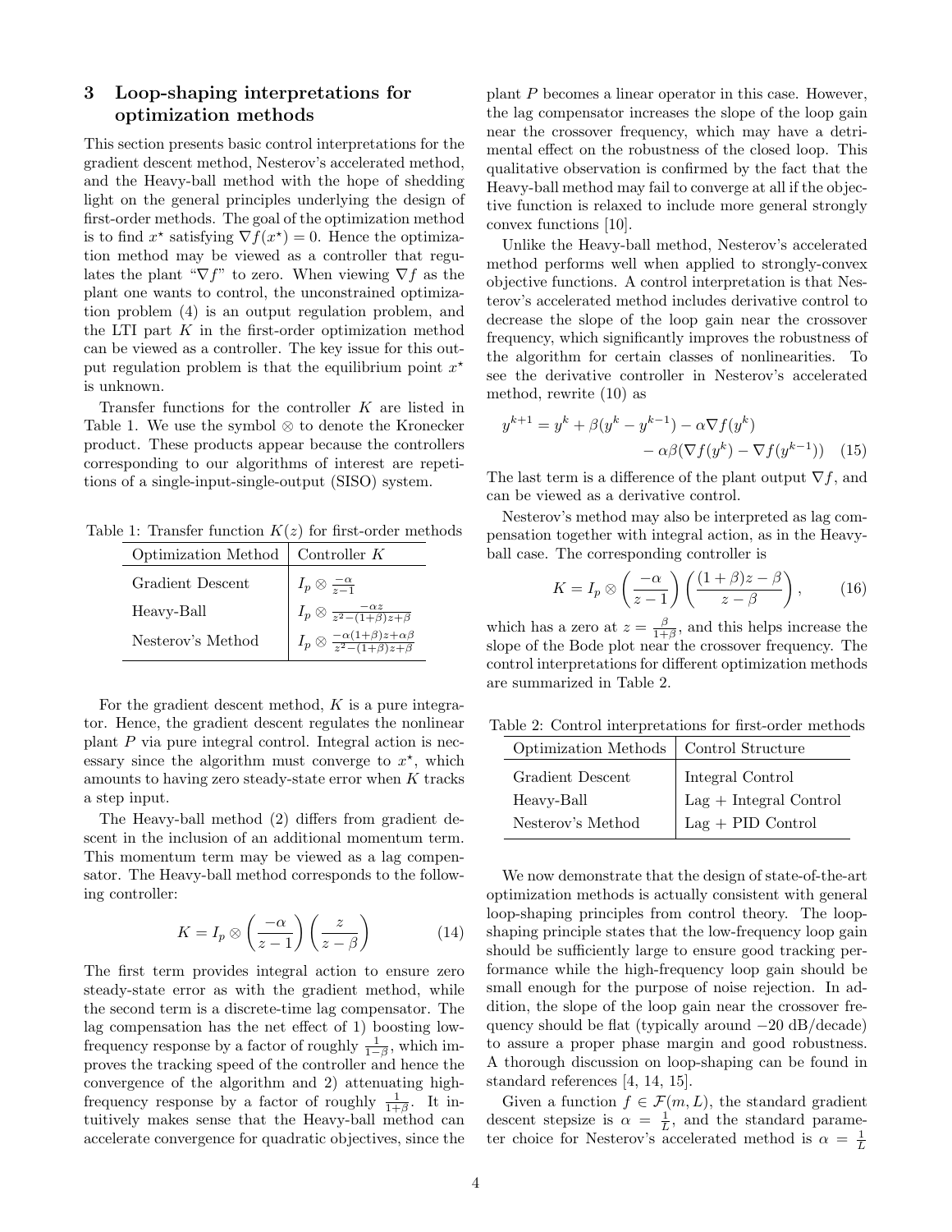## 3 Loop-shaping interpretations for optimization methods

This section presents basic control interpretations for the gradient descent method, Nesterov's accelerated method, and the Heavy-ball method with the hope of shedding light on the general principles underlying the design of first-order methods. The goal of the optimization method is to find $x^\star$ satisfying $\nabla f(x^\star) = 0$. Hence the optimization method may be viewed as a controller that regulates the plant "$\nabla f$" to zero. When viewing $\nabla f$ as the plant one wants to control, the unconstrained optimization problem (4) is an output regulation problem, and the LTI part $K$ in the first-order optimization method can be viewed as a controller. The key issue for this output regulation problem is that the equilibrium point $x^\star$ is unknown.

Transfer functions for the controller $K$ are listed in Table 1. We use the symbol $\otimes$ to denote the Kronecker product. These products appear because the controllers corresponding to our algorithms of interest are repetitions of a single-input-single-output (SISO) system.

Table 1: Transfer function $K(z)$ for first-order methods

| Optimization Method | Controller $K$ |
|---|---|
| Gradient Descent | $I_p \otimes \frac{-\alpha}{z-1}$ |
| Heavy-Ball | $I_p \otimes \frac{-\alpha z}{z^2-(1+\beta)z+\beta}$ |
| Nesterov's Method | $I_p \otimes \frac{-\alpha(1+\beta)z+\alpha\beta}{z^2-(1+\beta)z+\beta}$ |

For the gradient descent method, $K$ is a pure integrator. Hence, the gradient descent regulates the nonlinear plant $P$ via pure integral control. Integral action is necessary since the algorithm must converge to $x^\star$, which amounts to having zero steady-state error when $K$ tracks a step input.

The Heavy-ball method (2) differs from gradient descent in the inclusion of an additional momentum term. This momentum term may be viewed as a lag compensator. The Heavy-ball method corresponds to the following controller:

$$K = I_p \otimes \left(\frac{-\alpha}{z-1}\right)\left(\frac{z}{z-\beta}\right) \tag{14}$$

The first term provides integral action to ensure zero steady-state error as with the gradient method, while the second term is a discrete-time lag compensator. The lag compensation has the net effect of 1) boosting low-frequency response by a factor of roughly $\frac{1}{1-\beta}$, which improves the tracking speed of the controller and hence the convergence of the algorithm and 2) attenuating high-frequency response by a factor of roughly $\frac{1}{1+\beta}$. It intuitively makes sense that the Heavy-ball method can accelerate convergence for quadratic objectives, since the plant $P$ becomes a linear operator in this case. However, the lag compensator increases the slope of the loop gain near the crossover frequency, which may have a detrimental effect on the robustness of the closed loop. This qualitative observation is confirmed by the fact that the Heavy-ball method may fail to converge at all if the objective function is relaxed to include more general strongly convex functions [10].

Unlike the Heavy-ball method, Nesterov's accelerated method performs well when applied to strongly-convex objective functions. A control interpretation is that Nesterov's accelerated method includes derivative control to decrease the slope of the loop gain near the crossover frequency, which significantly improves the robustness of the algorithm for certain classes of nonlinearities. To see the derivative controller in Nesterov's accelerated method, rewrite (10) as

$$\begin{aligned} y^{k+1} = y^k + \beta(y^k - y^{k-1}) - \alpha\nabla f(y^k) \\ - \alpha\beta(\nabla f(y^k) - \nabla f(y^{k-1})) \end{aligned} \tag{15}$$

The last term is a difference of the plant output $\nabla f$, and can be viewed as a derivative control.

Nesterov's method may also be interpreted as lag compensation together with integral action, as in the Heavy-ball case. The corresponding controller is

$$K = I_p \otimes \left(\frac{-\alpha}{z-1}\right)\left(\frac{(1+\beta)z - \beta}{z-\beta}\right), \tag{16}$$

which has a zero at $z = \frac{\beta}{1+\beta}$, and this helps increase the slope of the Bode plot near the crossover frequency. The control interpretations for different optimization methods are summarized in Table 2.

Table 2: Control interpretations for first-order methods

| Optimization Methods | Control Structure |
|---|---|
| Gradient Descent | Integral Control |
| Heavy-Ball | Lag + Integral Control |
| Nesterov's Method | Lag + PID Control |

We now demonstrate that the design of state-of-the-art optimization methods is actually consistent with general loop-shaping principles from control theory. The loop-shaping principle states that the low-frequency loop gain should be sufficiently large to ensure good tracking performance while the high-frequency loop gain should be small enough for the purpose of noise rejection. In addition, the slope of the loop gain near the crossover frequency should be flat (typically around −20 dB/decade) to assure a proper phase margin and good robustness. A thorough discussion on loop-shaping can be found in standard references [4, 14, 15].

Given a function $f \in \mathcal{F}(m, L)$, the standard gradient descent stepsize is $\alpha = \frac{1}{L}$, and the standard parameter choice for Nesterov's accelerated method is $\alpha = \frac{1}{L}$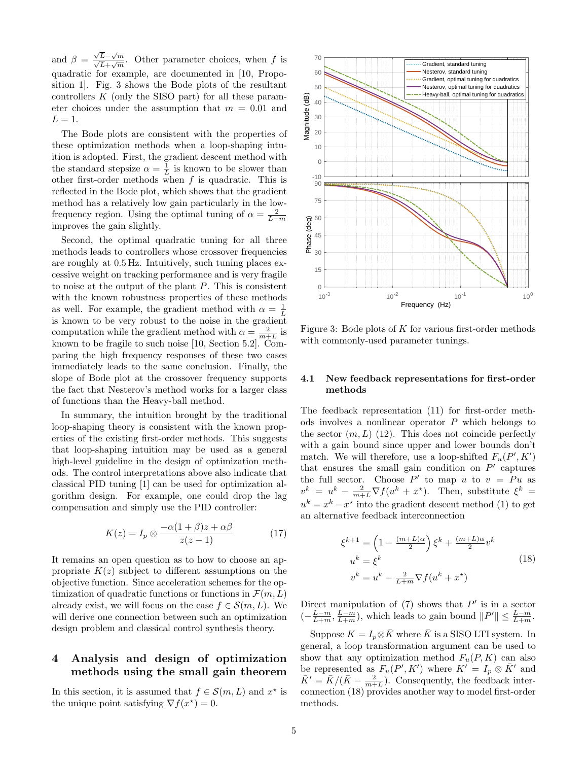and $\beta = \frac{\sqrt{L}-\sqrt{m}}{\sqrt{L}+\sqrt{m}}$. Other parameter choices, when $f$ is quadratic for example, are documented in [10, Proposition 1]. Fig. 3 shows the Bode plots of the resultant controllers $K$ (only the SISO part) for all these parameter choices under the assumption that $m = 0.01$ and $L = 1$.

The Bode plots are consistent with the properties of these optimization methods when a loop-shaping intuition is adopted. First, the gradient descent method with the standard stepsize $\alpha = \frac{1}{L}$ is known to be slower than other first-order methods when $f$ is quadratic. This is reflected in the Bode plot, which shows that the gradient method has a relatively low gain particularly in the low-frequency region. Using the optimal tuning of $\alpha = \frac{2}{L+m}$ improves the gain slightly.

Second, the optimal quadratic tuning for all three methods leads to controllers whose crossover frequencies are roughly at 0.5 Hz. Intuitively, such tuning places excessive weight on tracking performance and is very fragile to noise at the output of the plant $P$. This is consistent with the known robustness properties of these methods as well. For example, the gradient method with $\alpha = \frac{1}{L}$ is known to be very robust to the noise in the gradient computation while the gradient method with $\alpha = \frac{2}{m+L}$ is known to be fragile to such noise [10, Section 5.2]. Comparing the high frequency responses of these two cases immediately leads to the same conclusion. Finally, the slope of Bode plot at the crossover frequency supports the fact that Nesterov's method works for a larger class of functions than the Heavy-ball method.

In summary, the intuition brought by the traditional loop-shaping theory is consistent with the known properties of the existing first-order methods. This suggests that loop-shaping intuition may be used as a general high-level guideline in the design of optimization methods. The control interpretations above also indicate that classical PID tuning [1] can be used for optimization algorithm design. For example, one could drop the lag compensation and simply use the PID controller:

$$K(z) = I_p \otimes \frac{-\alpha(1+\beta)z + \alpha\beta}{z(z-1)} \tag{17}$$

It remains an open question as to how to choose an appropriate $K(z)$ subject to different assumptions on the objective function. Since acceleration schemes for the optimization of quadratic functions or functions in $\mathcal{F}(m, L)$ already exist, we will focus on the case $f \in \mathcal{S}(m, L)$. We will derive one connection between such an optimization design problem and classical control synthesis theory.

# 4 Analysis and design of optimization methods using the small gain theorem

In this section, it is assumed that $f \in \mathcal{S}(m, L)$ and $x^\star$ is the unique point satisfying $\nabla f(x^\star) = 0$.

Figure 3: Bode plots of $K$ for various first-order methods with commonly-used parameter tunings.

## 4.1 New feedback representations for first-order methods

The feedback representation (11) for first-order methods involves a nonlinear operator $P$ which belongs to the sector $(m, L)$ (12). This does not coincide perfectly with a gain bound since upper and lower bounds don't match. We will therefore, use a loop-shifted $F_u(P', K')$ that ensures the small gain condition on $P'$ captures the full sector. Choose $P'$ to map $u$ to $v = Pu$ as $v^k = u^k - \frac{2}{m+L}\nabla f(u^k + x^\star)$. Then, substitute $\xi^k = u^k = x^k - x^\star$ into the gradient descent method (1) to get an alternative feedback interconnection

$$\begin{aligned}
\xi^{k+1} &= \left(1 - \tfrac{(m+L)\alpha}{2}\right)\xi^k + \tfrac{(m+L)\alpha}{2} v^k \\
u^k &= \xi^k \\
v^k &= u^k - \tfrac{2}{L+m}\nabla f(u^k + x^\star)
\end{aligned} \tag{18}$$

Direct manipulation of (7) shows that $P'$ is in a sector $(-\frac{L-m}{L+m}, \frac{L-m}{L+m})$, which leads to gain bound $\|P'\| \leq \frac{L-m}{L+m}$.

Suppose $K = I_p \otimes \bar{K}$ where $\bar{K}$ is a SISO LTI system. In general, a loop transformation argument can be used to show that any optimization method $F_u(P, K)$ can also be represented as $F_u(P', K')$ where $K' = I_p \otimes \bar{K}'$ and $\bar{K}' = \bar{K}/(\bar{K} - \frac{2}{m+L})$. Consequently, the feedback interconnection (18) provides another way to model first-order methods.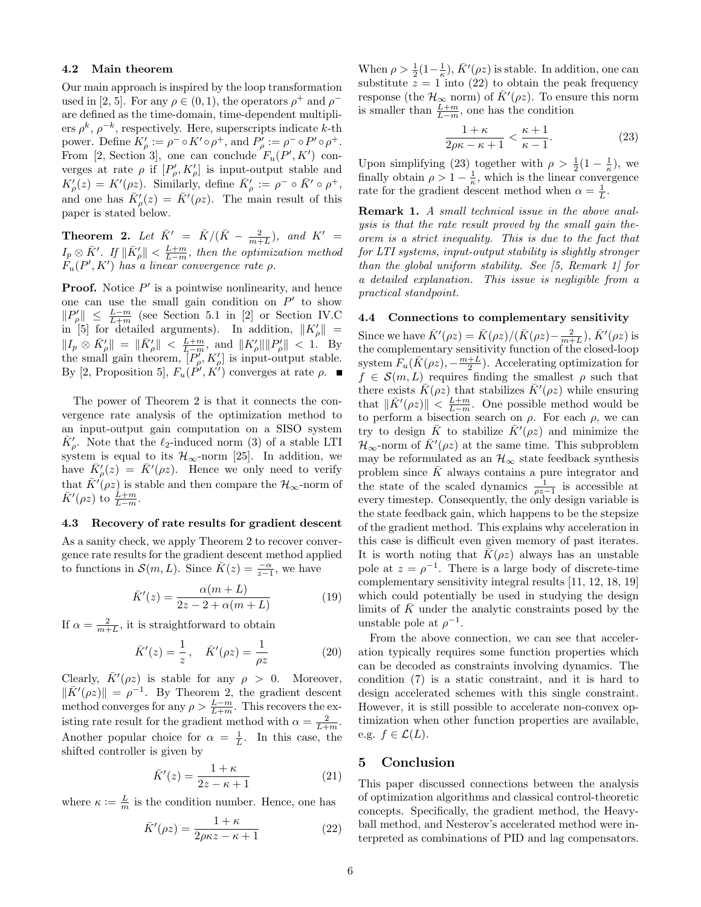### 4.2 Main theorem

Our main approach is inspired by the loop transformation used in [2, 5]. For any $\rho \in (0,1)$, the operators $\rho^+$ and $\rho^-$ are defined as the time-domain, time-dependent multipliers $\rho^k$, $\rho^{-k}$, respectively. Here, superscripts indicate $k$-th power. Define $K'_\rho := \rho^- \circ K' \circ \rho^+$, and $P'_\rho := \rho^- \circ P' \circ \rho^+$. From [2, Section 3], one can conclude $F_u(P', K')$ converges at rate $\rho$ if $[P'_\rho, K'_\rho]$ is input-output stable and $K'_\rho(z) = K'(\rho z)$. Similarly, define $\bar{K}'_\rho := \rho^- \circ \bar{K}' \circ \rho^+$, and one has $\bar{K}'_\rho(z) = \bar{K}'(\rho z)$. The main result of this paper is stated below.

**Theorem 2.** *Let $\bar{K}' = \bar{K}/(\bar{K} - \frac{2}{m+L})$, and $K' = I_p \otimes \bar{K}'$. If $\|\bar{K}'_\rho\| < \frac{L+m}{L-m}$, then the optimization method $F_u(P', K')$ has a linear convergence rate $\rho$.*

**Proof.** Notice $P'$ is a pointwise nonlinearity, and hence one can use the small gain condition on $P'$ to show $\|P'_\rho\| \le \frac{L-m}{L+m}$ (see Section 5.1 in [2] or Section IV.C in [5] for detailed arguments). In addition, $\|K'_\rho\| = \|I_p \otimes \bar{K}'_\rho\| = \|\bar{K}'_\rho\| < \frac{L+m}{L-m}$, and $\|K'_\rho\|\|P'_\rho\| < 1$. By the small gain theorem, $[P'_\rho, K'_\rho]$ is input-output stable. By [2, Proposition 5], $F_u(P', K')$ converges at rate $\rho$. ∎

The power of Theorem 2 is that it connects the convergence rate analysis of the optimization method to an input-output gain computation on a SISO system $\bar{K}'_\rho$. Note that the $\ell_2$-induced norm (3) of a stable LTI system is equal to its $\mathcal{H}_\infty$-norm [25]. In addition, we have $\bar{K}'_\rho(z) = \bar{K}'(\rho z)$. Hence we only need to verify that $\bar{K}'(\rho z)$ is stable and then compare the $\mathcal{H}_\infty$-norm of $\bar{K}'(\rho z)$ to $\frac{L+m}{L-m}$.

### 4.3 Recovery of rate results for gradient descent

As a sanity check, we apply Theorem 2 to recover convergence rate results for the gradient descent method applied to functions in $\mathcal{S}(m, L)$. Since $\bar{K}(z) = \frac{-\alpha}{z-1}$, we have

$$\bar{K}'(z) = \frac{\alpha(m+L)}{2z - 2 + \alpha(m+L)} \tag{19}$$

If $\alpha = \frac{2}{m+L}$, it is straightforward to obtain

$$\bar{K}'(z) = \frac{1}{z}, \quad \bar{K}'(\rho z) = \frac{1}{\rho z} \tag{20}$$

Clearly, $\bar{K}'(\rho z)$ is stable for any $\rho > 0$. Moreover, $\|\bar{K}'(\rho z)\| = \rho^{-1}$. By Theorem 2, the gradient descent method converges for any $\rho > \frac{L-m}{L+m}$. This recovers the existing rate result for the gradient method with $\alpha = \frac{2}{L+m}$. Another popular choice for $\alpha = \frac{1}{L}$. In this case, the shifted controller is given by

$$\bar{K}'(z) = \frac{1+\kappa}{2z - \kappa + 1} \tag{21}$$

where $\kappa := \frac{L}{m}$ is the condition number. Hence, one has

$$\bar{K}'(\rho z) = \frac{1+\kappa}{2\rho\kappa z - \kappa + 1} \tag{22}$$

When $\rho > \frac{1}{2}(1 - \frac{1}{\kappa})$, $\bar{K}'(\rho z)$ is stable. In addition, one can substitute $z = 1$ into (22) to obtain the peak frequency response (the $\mathcal{H}_\infty$ norm) of $\bar{K}'(\rho z)$. To ensure this norm is smaller than $\frac{L+m}{L-m}$, one has the condition

$$\frac{1+\kappa}{2\rho\kappa - \kappa + 1} < \frac{\kappa+1}{\kappa-1}. \tag{23}$$

Upon simplifying (23) together with $\rho > \frac{1}{2}(1 - \frac{1}{\kappa})$, we finally obtain $\rho > 1 - \frac{1}{\kappa}$, which is the linear convergence rate for the gradient descent method when $\alpha = \frac{1}{L}$.

**Remark 1.** *A small technical issue in the above analysis is that the rate result proved by the small gain theorem is a strict inequality. This is due to the fact that for LTI systems, input-output stability is slightly stronger than the global uniform stability. See [5, Remark 1] for a detailed explanation. This issue is negligible from a practical standpoint.*

### 4.4 Connections to complementary sensitivity

Since we have $\bar{K}'(\rho z) = \bar{K}(\rho z)/(\bar{K}(\rho z) - \frac{2}{m+L})$, $\bar{K}'(\rho z)$ is the complementary sensitivity function of the closed-loop system $F_u(\bar{K}(\rho z), -\frac{m+L}{2})$. Accelerating optimization for $f \in \mathcal{S}(m, L)$ requires finding the smallest $\rho$ such that there exists $\bar{K}(\rho z)$ that stabilizes $\bar{K}'(\rho z)$ while ensuring that $\|\bar{K}'(\rho z)\| < \frac{L+m}{L-m}$. One possible method would be to perform a bisection search on $\rho$. For each $\rho$, we can try to design $\bar{K}$ to stabilize $\bar{K}'(\rho z)$ and minimize the $\mathcal{H}_\infty$-norm of $\bar{K}'(\rho z)$ at the same time. This subproblem may be reformulated as an $\mathcal{H}_\infty$ state feedback synthesis problem since $\bar{K}$ always contains a pure integrator and the state of the scaled dynamics $\frac{1}{\rho z - 1}$ is accessible at every timestep. Consequently, the only design variable is the state feedback gain, which happens to be the stepsize of the gradient method. This explains why acceleration in this case is difficult even given memory of past iterates. It is worth noting that $\bar{K}(\rho z)$ always has an unstable pole at $z = \rho^{-1}$. There is a large body of discrete-time complementary sensitivity integral results [11, 12, 18, 19] which could potentially be used in studying the design limits of $\bar{K}$ under the analytic constraints posed by the unstable pole at $\rho^{-1}$.

From the above connection, we can see that acceleration typically requires some function properties which can be decoded as constraints involving dynamics. The condition (7) is a static constraint, and it is hard to design accelerated schemes with this single constraint. However, it is still possible to accelerate non-convex optimization when other function properties are available, e.g. $f \in \mathcal{L}(L)$.

## 5 Conclusion

This paper discussed connections between the analysis of optimization algorithms and classical control-theoretic concepts. Specifically, the gradient method, the Heavy-ball method, and Nesterov's accelerated method were interpreted as combinations of PID and lag compensators.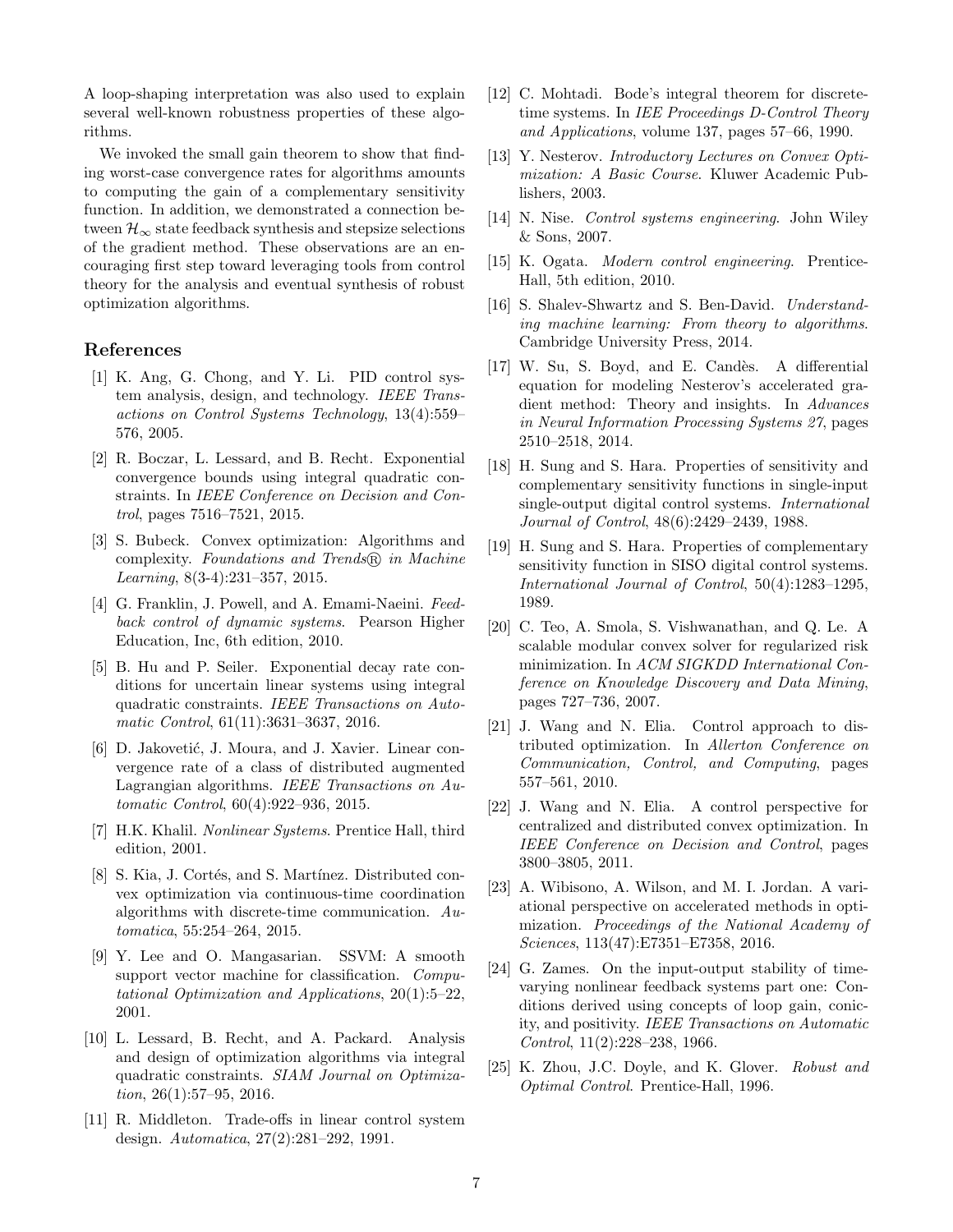A loop-shaping interpretation was also used to explain several well-known robustness properties of these algorithms.

We invoked the small gain theorem to show that finding worst-case convergence rates for algorithms amounts to computing the gain of a complementary sensitivity function. In addition, we demonstrated a connection between $\mathcal{H}_\infty$ state feedback synthesis and stepsize selections of the gradient method. These observations are an encouraging first step toward leveraging tools from control theory for the analysis and eventual synthesis of robust optimization algorithms.

## References

[1] K. Ang, G. Chong, and Y. Li. PID control system analysis, design, and technology. *IEEE Transactions on Control Systems Technology*, 13(4):559–576, 2005.

[2] R. Boczar, L. Lessard, and B. Recht. Exponential convergence bounds using integral quadratic constraints. In *IEEE Conference on Decision and Control*, pages 7516–7521, 2015.

[3] S. Bubeck. Convex optimization: Algorithms and complexity. *Foundations and Trends® in Machine Learning*, 8(3-4):231–357, 2015.

[4] G. Franklin, J. Powell, and A. Emami-Naeini. *Feedback control of dynamic systems*. Pearson Higher Education, Inc, 6th edition, 2010.

[5] B. Hu and P. Seiler. Exponential decay rate conditions for uncertain linear systems using integral quadratic constraints. *IEEE Transactions on Automatic Control*, 61(11):3631–3637, 2016.

[6] D. Jakovetić, J. Moura, and J. Xavier. Linear convergence rate of a class of distributed augmented Lagrangian algorithms. *IEEE Transactions on Automatic Control*, 60(4):922–936, 2015.

[7] H.K. Khalil. *Nonlinear Systems*. Prentice Hall, third edition, 2001.

[8] S. Kia, J. Cortés, and S. Martínez. Distributed convex optimization via continuous-time coordination algorithms with discrete-time communication. *Automatica*, 55:254–264, 2015.

[9] Y. Lee and O. Mangasarian. SSVM: A smooth support vector machine for classification. *Computational Optimization and Applications*, 20(1):5–22, 2001.

[10] L. Lessard, B. Recht, and A. Packard. Analysis and design of optimization algorithms via integral quadratic constraints. *SIAM Journal on Optimization*, 26(1):57–95, 2016.

[11] R. Middleton. Trade-offs in linear control system design. *Automatica*, 27(2):281–292, 1991.

[12] C. Mohtadi. Bode's integral theorem for discrete-time systems. In *IEE Proceedings D-Control Theory and Applications*, volume 137, pages 57–66, 1990.

[13] Y. Nesterov. *Introductory Lectures on Convex Optimization: A Basic Course*. Kluwer Academic Publishers, 2003.

[14] N. Nise. *Control systems engineering*. John Wiley & Sons, 2007.

[15] K. Ogata. *Modern control engineering*. Prentice-Hall, 5th edition, 2010.

[16] S. Shalev-Shwartz and S. Ben-David. *Understanding machine learning: From theory to algorithms*. Cambridge University Press, 2014.

[17] W. Su, S. Boyd, and E. Candès. A differential equation for modeling Nesterov's accelerated gradient method: Theory and insights. In *Advances in Neural Information Processing Systems 27*, pages 2510–2518, 2014.

[18] H. Sung and S. Hara. Properties of sensitivity and complementary sensitivity functions in single-input single-output digital control systems. *International Journal of Control*, 48(6):2429–2439, 1988.

[19] H. Sung and S. Hara. Properties of complementary sensitivity function in SISO digital control systems. *International Journal of Control*, 50(4):1283–1295, 1989.

[20] C. Teo, A. Smola, S. Vishwanathan, and Q. Le. A scalable modular convex solver for regularized risk minimization. In *ACM SIGKDD International Conference on Knowledge Discovery and Data Mining*, pages 727–736, 2007.

[21] J. Wang and N. Elia. Control approach to distributed optimization. In *Allerton Conference on Communication, Control, and Computing*, pages 557–561, 2010.

[22] J. Wang and N. Elia. A control perspective for centralized and distributed convex optimization. In *IEEE Conference on Decision and Control*, pages 3800–3805, 2011.

[23] A. Wibisono, A. Wilson, and M. I. Jordan. A variational perspective on accelerated methods in optimization. *Proceedings of the National Academy of Sciences*, 113(47):E7351–E7358, 2016.

[24] G. Zames. On the input-output stability of time-varying nonlinear feedback systems part one: Conditions derived using concepts of loop gain, conicity, and positivity. *IEEE Transactions on Automatic Control*, 11(2):228–238, 1966.

[25] K. Zhou, J.C. Doyle, and K. Glover. *Robust and Optimal Control*. Prentice-Hall, 1996.